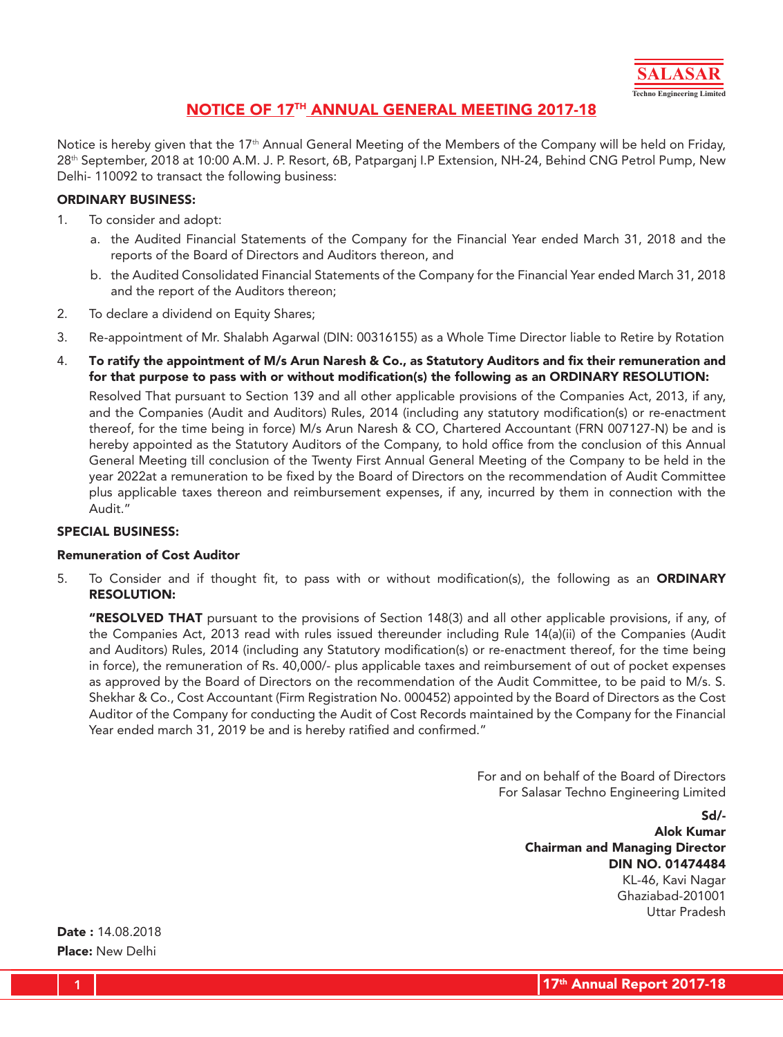# NOTICE OF 17TH ANNUAL GENERAL MEETING 2017-18

Notice is hereby given that the 17th Annual General Meeting of the Members of the Company will be held on Friday, 28th September, 2018 at 10:00 A.M. J. P. Resort, 6B, Patparganj I.P Extension, NH-24, Behind CNG Petrol Pump, New Delhi- 110092 to transact the following business:

**ORDINARY BUSINESS:**

1. To consider and adopt:
   a. the Audited Financial Statements of the Company for the Financial Year ended March 31, 2018 and the reports of the Board of Directors and Auditors thereon, and
   b. the Audited Consolidated Financial Statements of the Company for the Financial Year ended March 31, 2018 and the report of the Auditors thereon;
2. To declare a dividend on Equity Shares;
3. Re-appointment of Mr. Shalabh Agarwal (DIN: 00316155) as a Whole Time Director liable to Retire by Rotation
4. **To ratify the appointment of M/s Arun Naresh & Co., as Statutory Auditors and fix their remuneration and for that purpose to pass with or without modification(s) the following as an ORDINARY RESOLUTION:**

   Resolved That pursuant to Section 139 and all other applicable provisions of the Companies Act, 2013, if any, and the Companies (Audit and Auditors) Rules, 2014 (including any statutory modification(s) or re-enactment thereof, for the time being in force) M/s Arun Naresh & CO, Chartered Accountant (FRN 007127-N) be and is hereby appointed as the Statutory Auditors of the Company, to hold office from the conclusion of this Annual General Meeting till conclusion of the Twenty First Annual General Meeting of the Company to be held in the year 2022at a remuneration to be fixed by the Board of Directors on the recommendation of Audit Committee plus applicable taxes thereon and reimbursement expenses, if any, incurred by them in connection with the Audit."

**SPECIAL BUSINESS:**

**Remuneration of Cost Auditor**

5. To Consider and if thought fit, to pass with or without modification(s), the following as an **ORDINARY RESOLUTION:**

   **"RESOLVED THAT** pursuant to the provisions of Section 148(3) and all other applicable provisions, if any, of the Companies Act, 2013 read with rules issued thereunder including Rule 14(a)(ii) of the Companies (Audit and Auditors) Rules, 2014 (including any Statutory modification(s) or re-enactment thereof, for the time being in force), the remuneration of Rs. 40,000/- plus applicable taxes and reimbursement of out of pocket expenses as approved by the Board of Directors on the recommendation of the Audit Committee, to be paid to M/s. S. Shekhar & Co., Cost Accountant (Firm Registration No. 000452) appointed by the Board of Directors as the Cost Auditor of the Company for conducting the Audit of Cost Records maintained by the Company for the Financial Year ended march 31, 2019 be and is hereby ratified and confirmed."

For and on behalf of the Board of Directors
For Salasar Techno Engineering Limited

**Sd/-**
**Alok Kumar**
**Chairman and Managing Director**
**DIN NO. 01474484**
KL-46, Kavi Nagar
Ghaziabad-201001
Uttar Pradesh

**Date :** 14.08.2018
**Place:** New Delhi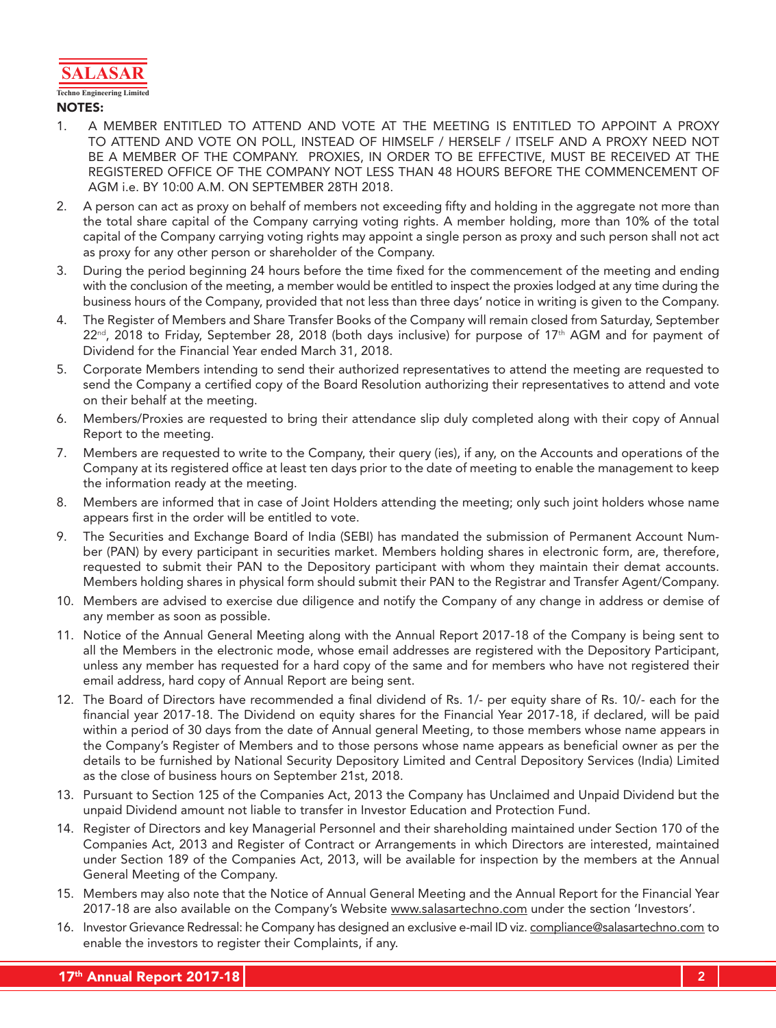## NOTES:

1. A MEMBER ENTITLED TO ATTEND AND VOTE AT THE MEETING IS ENTITLED TO APPOINT A PROXY TO ATTEND AND VOTE ON POLL, INSTEAD OF HIMSELF / HERSELF / ITSELF AND A PROXY NEED NOT BE A MEMBER OF THE COMPANY. PROXIES, IN ORDER TO BE EFFECTIVE, MUST BE RECEIVED AT THE REGISTERED OFFICE OF THE COMPANY NOT LESS THAN 48 HOURS BEFORE THE COMMENCEMENT OF AGM i.e. BY 10:00 A.M. ON SEPTEMBER 28TH 2018.
2. A person can act as proxy on behalf of members not exceeding fifty and holding in the aggregate not more than the total share capital of the Company carrying voting rights. A member holding, more than 10% of the total capital of the Company carrying voting rights may appoint a single person as proxy and such person shall not act as proxy for any other person or shareholder of the Company.
3. During the period beginning 24 hours before the time fixed for the commencement of the meeting and ending with the conclusion of the meeting, a member would be entitled to inspect the proxies lodged at any time during the business hours of the Company, provided that not less than three days' notice in writing is given to the Company.
4. The Register of Members and Share Transfer Books of the Company will remain closed from Saturday, September 22nd, 2018 to Friday, September 28, 2018 (both days inclusive) for purpose of 17th AGM and for payment of Dividend for the Financial Year ended March 31, 2018.
5. Corporate Members intending to send their authorized representatives to attend the meeting are requested to send the Company a certified copy of the Board Resolution authorizing their representatives to attend and vote on their behalf at the meeting.
6. Members/Proxies are requested to bring their attendance slip duly completed along with their copy of Annual Report to the meeting.
7. Members are requested to write to the Company, their query (ies), if any, on the Accounts and operations of the Company at its registered office at least ten days prior to the date of meeting to enable the management to keep the information ready at the meeting.
8. Members are informed that in case of Joint Holders attending the meeting; only such joint holders whose name appears first in the order will be entitled to vote.
9. The Securities and Exchange Board of India (SEBI) has mandated the submission of Permanent Account Number (PAN) by every participant in securities market. Members holding shares in electronic form, are, therefore, requested to submit their PAN to the Depository participant with whom they maintain their demat accounts. Members holding shares in physical form should submit their PAN to the Registrar and Transfer Agent/Company.
10. Members are advised to exercise due diligence and notify the Company of any change in address or demise of any member as soon as possible.
11. Notice of the Annual General Meeting along with the Annual Report 2017-18 of the Company is being sent to all the Members in the electronic mode, whose email addresses are registered with the Depository Participant, unless any member has requested for a hard copy of the same and for members who have not registered their email address, hard copy of Annual Report are being sent.
12. The Board of Directors have recommended a final dividend of Rs. 1/- per equity share of Rs. 10/- each for the financial year 2017-18. The Dividend on equity shares for the Financial Year 2017-18, if declared, will be paid within a period of 30 days from the date of Annual general Meeting, to those members whose name appears in the Company's Register of Members and to those persons whose name appears as beneficial owner as per the details to be furnished by National Security Depository Limited and Central Depository Services (India) Limited as the close of business hours on September 21st, 2018.
13. Pursuant to Section 125 of the Companies Act, 2013 the Company has Unclaimed and Unpaid Dividend but the unpaid Dividend amount not liable to transfer in Investor Education and Protection Fund.
14. Register of Directors and key Managerial Personnel and their shareholding maintained under Section 170 of the Companies Act, 2013 and Register of Contract or Arrangements in which Directors are interested, maintained under Section 189 of the Companies Act, 2013, will be available for inspection by the members at the Annual General Meeting of the Company.
15. Members may also note that the Notice of Annual General Meeting and the Annual Report for the Financial Year 2017-18 are also available on the Company's Website www.salasartechno.com under the section 'Investors'.
16. Investor Grievance Redressal: he Company has designed an exclusive e-mail ID viz. compliance@salasartechno.com to enable the investors to register their Complaints, if any.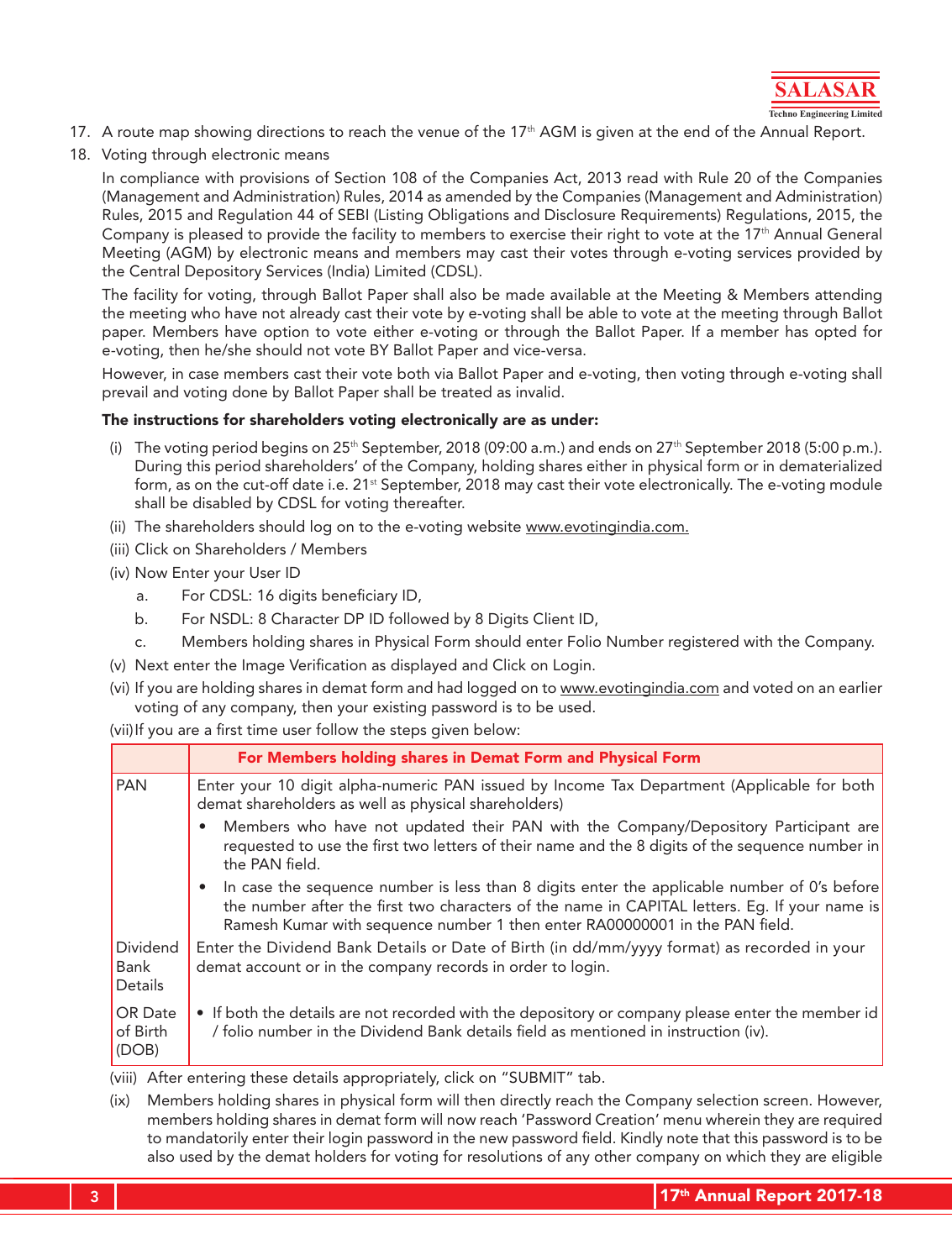17. A route map showing directions to reach the venue of the 17th AGM is given at the end of the Annual Report.
18. Voting through electronic means

    In compliance with provisions of Section 108 of the Companies Act, 2013 read with Rule 20 of the Companies (Management and Administration) Rules, 2014 as amended by the Companies (Management and Administration) Rules, 2015 and Regulation 44 of SEBI (Listing Obligations and Disclosure Requirements) Regulations, 2015, the Company is pleased to provide the facility to members to exercise their right to vote at the 17th Annual General Meeting (AGM) by electronic means and members may cast their votes through e-voting services provided by the Central Depository Services (India) Limited (CDSL).

    The facility for voting, through Ballot Paper shall also be made available at the Meeting & Members attending the meeting who have not already cast their vote by e-voting shall be able to vote at the meeting through Ballot paper. Members have option to vote either e-voting or through the Ballot Paper. If a member has opted for e-voting, then he/she should not vote BY Ballot Paper and vice-versa.

    However, in case members cast their vote both via Ballot Paper and e-voting, then voting through e-voting shall prevail and voting done by Ballot Paper shall be treated as invalid.

    **The instructions for shareholders voting electronically are as under:**

    (i) The voting period begins on 25th September, 2018 (09:00 a.m.) and ends on 27th September 2018 (5:00 p.m.). During this period shareholders' of the Company, holding shares either in physical form or in dematerialized form, as on the cut-off date i.e. 21st September, 2018 may cast their vote electronically. The e-voting module shall be disabled by CDSL for voting thereafter.

    (ii) The shareholders should log on to the e-voting website www.evotingindia.com.

    (iii) Click on Shareholders / Members

    (iv) Now Enter your User ID

    a. For CDSL: 16 digits beneficiary ID,

    b. For NSDL: 8 Character DP ID followed by 8 Digits Client ID,

    c. Members holding shares in Physical Form should enter Folio Number registered with the Company.

    (v) Next enter the Image Verification as displayed and Click on Login.

    (vi) If you are holding shares in demat form and had logged on to www.evotingindia.com and voted on an earlier voting of any company, then your existing password is to be used.

    (vii) If you are a first time user follow the steps given below:

| | For Members holding shares in Demat Form and Physical Form |
|---|---|
| PAN | Enter your 10 digit alpha-numeric PAN issued by Income Tax Department (Applicable for both demat shareholders as well as physical shareholders)<br>• Members who have not updated their PAN with the Company/Depository Participant are requested to use the first two letters of their name and the 8 digits of the sequence number in the PAN field.<br>• In case the sequence number is less than 8 digits enter the applicable number of 0's before the number after the first two characters of the name in CAPITAL letters. Eg. If your name is Ramesh Kumar with sequence number 1 then enter RA00000001 in the PAN field. |
| Dividend Bank Details | Enter the Dividend Bank Details or Date of Birth (in dd/mm/yyyy format) as recorded in your demat account or in the company records in order to login. |
| OR Date of Birth (DOB) | • If both the details are not recorded with the depository or company please enter the member id / folio number in the Dividend Bank details field as mentioned in instruction (iv). |

    (viii) After entering these details appropriately, click on "SUBMIT" tab.

    (ix) Members holding shares in physical form will then directly reach the Company selection screen. However, members holding shares in demat form will now reach 'Password Creation' menu wherein they are required to mandatorily enter their login password in the new password field. Kindly note that this password is to be also used by the demat holders for voting for resolutions of any other company on which they are eligible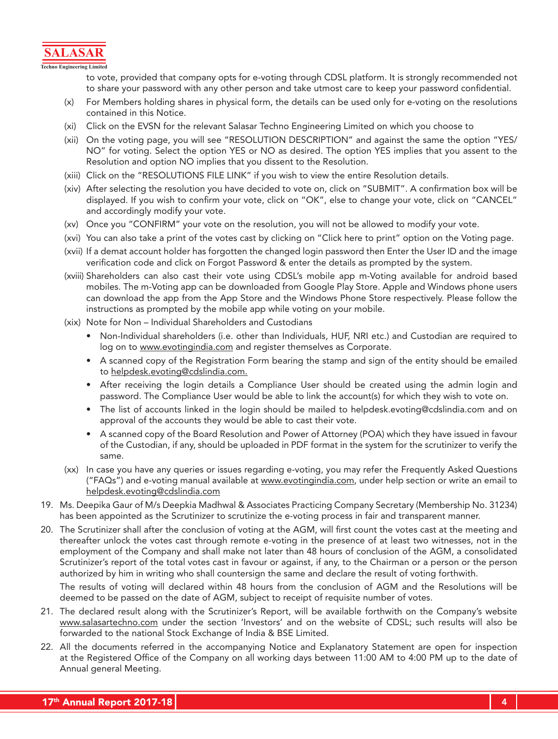to vote, provided that company opts for e-voting through CDSL platform. It is strongly recommended not to share your password with any other person and take utmost care to keep your password confidential.

(x) For Members holding shares in physical form, the details can be used only for e-voting on the resolutions contained in this Notice.

(xi) Click on the EVSN for the relevant Salasar Techno Engineering Limited on which you choose to

(xii) On the voting page, you will see "RESOLUTION DESCRIPTION" and against the same the option "YES/ NO" for voting. Select the option YES or NO as desired. The option YES implies that you assent to the Resolution and option NO implies that you dissent to the Resolution.

(xiii) Click on the "RESOLUTIONS FILE LINK" if you wish to view the entire Resolution details.

(xiv) After selecting the resolution you have decided to vote on, click on "SUBMIT". A confirmation box will be displayed. If you wish to confirm your vote, click on "OK", else to change your vote, click on "CANCEL" and accordingly modify your vote.

(xv) Once you "CONFIRM" your vote on the resolution, you will not be allowed to modify your vote.

(xvi) You can also take a print of the votes cast by clicking on "Click here to print" option on the Voting page.

(xvii) If a demat account holder has forgotten the changed login password then Enter the User ID and the image verification code and click on Forgot Password & enter the details as prompted by the system.

(xviii) Shareholders can also cast their vote using CDSL's mobile app m-Voting available for android based mobiles. The m-Voting app can be downloaded from Google Play Store. Apple and Windows phone users can download the app from the App Store and the Windows Phone Store respectively. Please follow the instructions as prompted by the mobile app while voting on your mobile.

(xix) Note for Non – Individual Shareholders and Custodians

- Non-Individual shareholders (i.e. other than Individuals, HUF, NRI etc.) and Custodian are required to log on to www.evotingindia.com and register themselves as Corporate.
- A scanned copy of the Registration Form bearing the stamp and sign of the entity should be emailed to helpdesk.evoting@cdslindia.com.
- After receiving the login details a Compliance User should be created using the admin login and password. The Compliance User would be able to link the account(s) for which they wish to vote on.
- The list of accounts linked in the login should be mailed to helpdesk.evoting@cdslindia.com and on approval of the accounts they would be able to cast their vote.
- A scanned copy of the Board Resolution and Power of Attorney (POA) which they have issued in favour of the Custodian, if any, should be uploaded in PDF format in the system for the scrutinizer to verify the same.

(xx) In case you have any queries or issues regarding e-voting, you may refer the Frequently Asked Questions ("FAQs") and e-voting manual available at www.evotingindia.com, under help section or write an email to helpdesk.evoting@cdslindia.com

19. Ms. Deepika Gaur of M/s Deepkia Madhwal & Associates Practicing Company Secretary (Membership No. 31234) has been appointed as the Scrutinizer to scrutinize the e-voting process in fair and transparent manner.

20. The Scrutinizer shall after the conclusion of voting at the AGM, will first count the votes cast at the meeting and thereafter unlock the votes cast through remote e-voting in the presence of at least two witnesses, not in the employment of the Company and shall make not later than 48 hours of conclusion of the AGM, a consolidated Scrutinizer's report of the total votes cast in favour or against, if any, to the Chairman or a person or the person authorized by him in writing who shall countersign the same and declare the result of voting forthwith.

    The results of voting will declared within 48 hours from the conclusion of AGM and the Resolutions will be deemed to be passed on the date of AGM, subject to receipt of requisite number of votes.

21. The declared result along with the Scrutinizer's Report, will be available forthwith on the Company's website www.salasartechno.com under the section 'Investors' and on the website of CDSL; such results will also be forwarded to the national Stock Exchange of India & BSE Limited.

22. All the documents referred in the accompanying Notice and Explanatory Statement are open for inspection at the Registered Office of the Company on all working days between 11:00 AM to 4:00 PM up to the date of Annual general Meeting.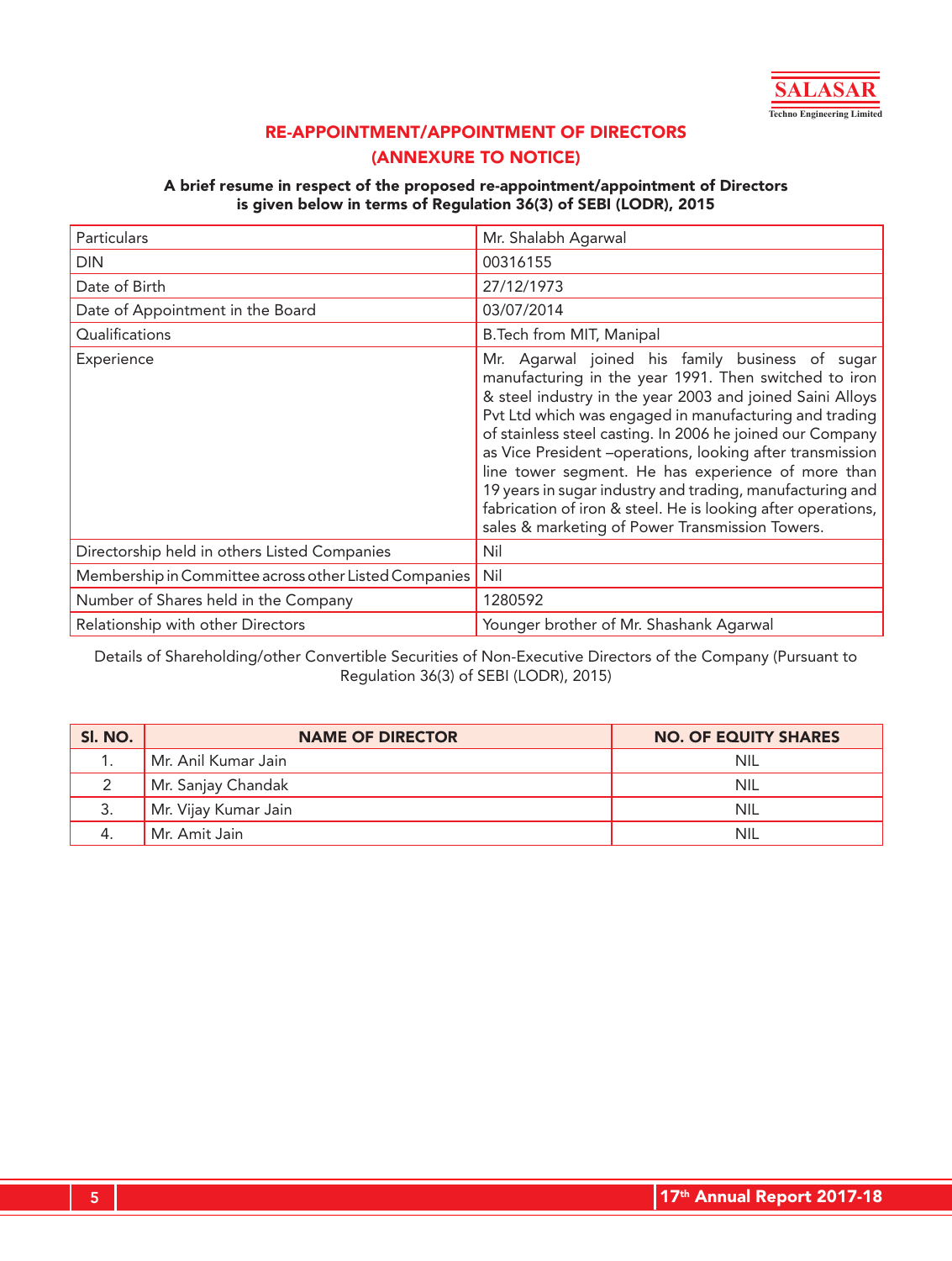## RE-APPOINTMENT/APPOINTMENT OF DIRECTORS
## (ANNEXURE TO NOTICE)

**A brief resume in respect of the proposed re-appointment/appointment of Directors is given below in terms of Regulation 36(3) of SEBI (LODR), 2015**

| Particulars | Mr. Shalabh Agarwal |
|---|---|
| DIN | 00316155 |
| Date of Birth | 27/12/1973 |
| Date of Appointment in the Board | 03/07/2014 |
| Qualifications | B.Tech from MIT, Manipal |
| Experience | Mr. Agarwal joined his family business of sugar manufacturing in the year 1991. Then switched to iron & steel industry in the year 2003 and joined Saini Alloys Pvt Ltd which was engaged in manufacturing and trading of stainless steel casting. In 2006 he joined our Company as Vice President –operations, looking after transmission line tower segment. He has experience of more than 19 years in sugar industry and trading, manufacturing and fabrication of iron & steel. He is looking after operations, sales & marketing of Power Transmission Towers. |
| Directorship held in others Listed Companies | Nil |
| Membership in Committee across other Listed Companies | Nil |
| Number of Shares held in the Company | 1280592 |
| Relationship with other Directors | Younger brother of Mr. Shashank Agarwal |

Details of Shareholding/other Convertible Securities of Non-Executive Directors of the Company (Pursuant to Regulation 36(3) of SEBI (LODR), 2015)

| Sl. NO. | NAME OF DIRECTOR | NO. OF EQUITY SHARES |
|---|---|---|
| 1. | Mr. Anil Kumar Jain | NIL |
| 2 | Mr. Sanjay Chandak | NIL |
| 3. | Mr. Vijay Kumar Jain | NIL |
| 4. | Mr. Amit Jain | NIL |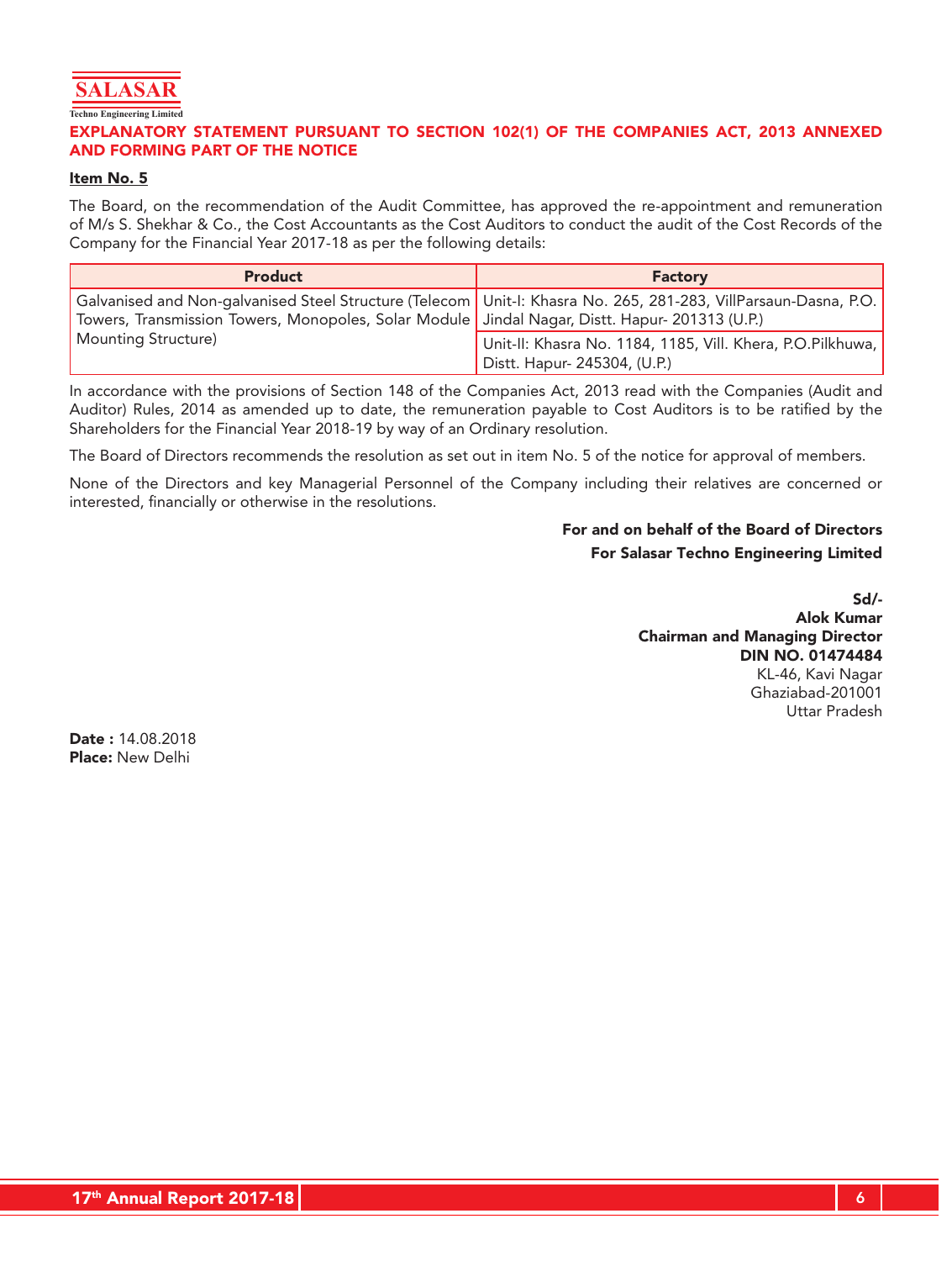## EXPLANATORY STATEMENT PURSUANT TO SECTION 102(1) OF THE COMPANIES ACT, 2013 ANNEXED AND FORMING PART OF THE NOTICE

**Item No. 5**

The Board, on the recommendation of the Audit Committee, has approved the re-appointment and remuneration of M/s S. Shekhar & Co., the Cost Accountants as the Cost Auditors to conduct the audit of the Cost Records of the Company for the Financial Year 2017-18 as per the following details:

| Product | Factory |
|---|---|
| Galvanised and Non-galvanised Steel Structure (Telecom Towers, Transmission Towers, Monopoles, Solar Module Mounting Structure) | Unit-I: Khasra No. 265, 281-283, VillParsaun-Dasna, P.O. Jindal Nagar, Distt. Hapur- 201313 (U.P.) |
| | Unit-II: Khasra No. 1184, 1185, Vill. Khera, P.O.Pilkhuwa, Distt. Hapur- 245304, (U.P.) |

In accordance with the provisions of Section 148 of the Companies Act, 2013 read with the Companies (Audit and Auditor) Rules, 2014 as amended up to date, the remuneration payable to Cost Auditors is to be ratified by the Shareholders for the Financial Year 2018-19 by way of an Ordinary resolution.

The Board of Directors recommends the resolution as set out in item No. 5 of the notice for approval of members.

None of the Directors and key Managerial Personnel of the Company including their relatives are concerned or interested, financially or otherwise in the resolutions.

**For and on behalf of the Board of Directors**
**For Salasar Techno Engineering Limited**

**Sd/-**
**Alok Kumar**
**Chairman and Managing Director**
**DIN NO. 01474484**
KL-46, Kavi Nagar
Ghaziabad-201001
Uttar Pradesh

**Date :** 14.08.2018
**Place:** New Delhi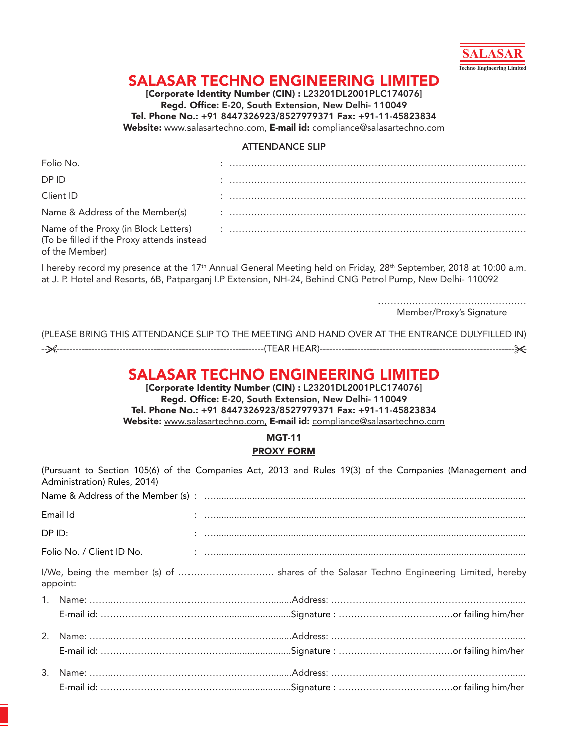SALASAR
Techno Engineering Limited

# SALASAR TECHNO ENGINEERING LIMITED

**[Corporate Identity Number (CIN) : L23201DL2001PLC174076]**
**Regd. Office:** E-20, South Extension, New Delhi- 110049
**Tel. Phone No.:** +91 8447326923/8527979371 **Fax:** +91-11-45823834
**Website:** www.salasartechno.com, **E-mail id:** compliance@salasartechno.com

## ATTENDANCE SLIP

Folio No. : ……………………………………………………………………………………

DP ID : ……………………………………………………………………………………

Client ID : ……………………………………………………………………………………

Name & Address of the Member(s) : ……………………………………………………………………………………

Name of the Proxy (in Block Letters) (To be filled if the Proxy attends instead of the Member) : ……………………………………………………………………………………

I hereby record my presence at the 17th Annual General Meeting held on Friday, 28th September, 2018 at 10:00 a.m. at J. P. Hotel and Resorts, 6B, Patparganj I.P Extension, NH-24, Behind CNG Petrol Pump, New Delhi- 110092

…………………………………………
Member/Proxy's Signature

(PLEASE BRING THIS ATTENDANCE SLIP TO THE MEETING AND HAND OVER AT THE ENTRANCE DULYFILLED IN)

-✂------------------------------------------------------------------(TEAR HEAR)-------------------------------------------------------------✂

# SALASAR TECHNO ENGINEERING LIMITED

**[Corporate Identity Number (CIN) : L23201DL2001PLC174076]**
**Regd. Office:** E-20, South Extension, New Delhi- 110049
**Tel. Phone No.:** +91 8447326923/8527979371 **Fax:** +91-11-45823834
**Website:** www.salasartechno.com, **E-mail id:** compliance@salasartechno.com

## MGT-11
## PROXY FORM

(Pursuant to Section 105(6) of the Companies Act, 2013 and Rules 19(3) of the Companies (Management and Administration) Rules, 2014)

Name & Address of the Member (s) : ……………………………………………………………………………………

Email Id : ……………………………………………………………………………………

DP ID: : ……………………………………………………………………………………

Folio No. / Client ID No. : ……………………………………………………………………………………

I/We, being the member (s) of ………………………… shares of the Salasar Techno Engineering Limited, hereby appoint:

1. Name: ………………………………………………………Address: ………………………………………………………
   E-mail id: ………………………………………………………Signature : ………………………………or failing him/her

2. Name: ………………………………………………………Address: ………………………………………………………
   E-mail id: ………………………………………………………Signature : ………………………………or failing him/her

3. Name: ………………………………………………………Address: ………………………………………………………
   E-mail id: ………………………………………………………Signature : ………………………………or failing him/her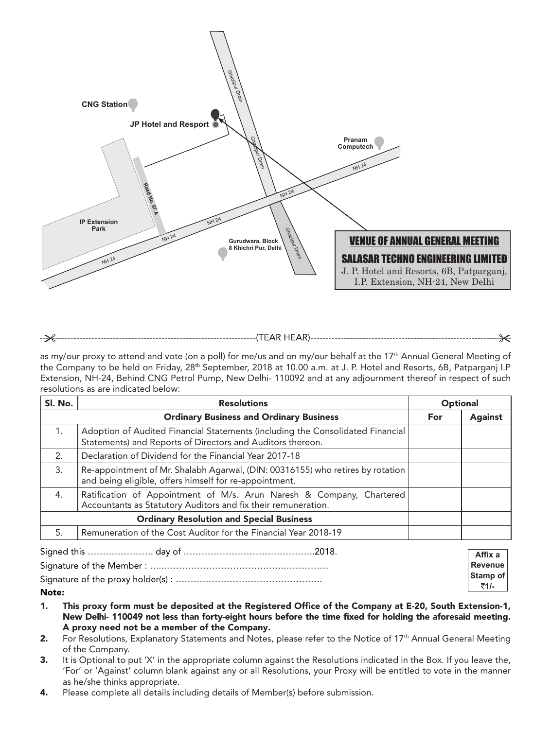CNG Station

JP Hotel and Resport

Ghazipur Drain

Pranam Computech

NH 24

Road No. 57 A

IP Extension Park

Gurudwara, Block 8 Khichri Pur, Delhi

## VENUE OF ANNUAL GENERAL MEETING

## SALASAR TECHNO ENGINEERING LIMITED

J. P. Hotel and Resorts, 6B, Patparganj, I.P. Extension, NH-24, New Delhi

---

(TEAR HEAR)

as my/our proxy to attend and vote (on a poll) for me/us and on my/our behalf at the 17th Annual General Meeting of the Company to be held on Friday, 28th September, 2018 at 10.00 a.m. at J. P. Hotel and Resorts, 6B, Patparganj I.P Extension, NH-24, Behind CNG Petrol Pump, New Delhi- 110092 and at any adjournment thereof in respect of such resolutions as are indicated below:

| Sl. No. | Resolutions | Optional | |
|---|---|---|---|
| | **Ordinary Business and Ordinary Business** | **For** | **Against** |
| 1. | Adoption of Audited Financial Statements (including the Consolidated Financial Statements) and Reports of Directors and Auditors thereon. | | |
| 2. | Declaration of Dividend for the Financial Year 2017-18 | | |
| 3. | Re-appointment of Mr. Shalabh Agarwal, (DIN: 00316155) who retires by rotation and being eligible, offers himself for re-appointment. | | |
| 4. | Ratification of Appointment of M/s. Arun Naresh & Company, Chartered Accountants as Statutory Auditors and fix their remuneration. | | |
| | **Ordinary Resolution and Special Business** | | |
| 5. | Remuneration of the Cost Auditor for the Financial Year 2018-19 | | |

Signed this …………………. day of ……………………………………..2018.

Signature of the Member : …..………………………………….……………

Signature of the proxy holder(s) : ………………………………………….

Affix a Revenue Stamp of ₹1/-

**Note:**

1. **This proxy form must be deposited at the Registered Office of the Company at E-20, South Extension-1, New Delhi- 110049 not less than forty-eight hours before the time fixed for holding the aforesaid meeting. A proxy need not be a member of the Company.**
2. For Resolutions, Explanatory Statements and Notes, please refer to the Notice of 17th Annual General Meeting of the Company.
3. It is Optional to put 'X' in the appropriate column against the Resolutions indicated in the Box. If you leave the, 'For' or 'Against' column blank against any or all Resolutions, your Proxy will be entitled to vote in the manner as he/she thinks appropriate.
4. Please complete all details including details of Member(s) before submission.